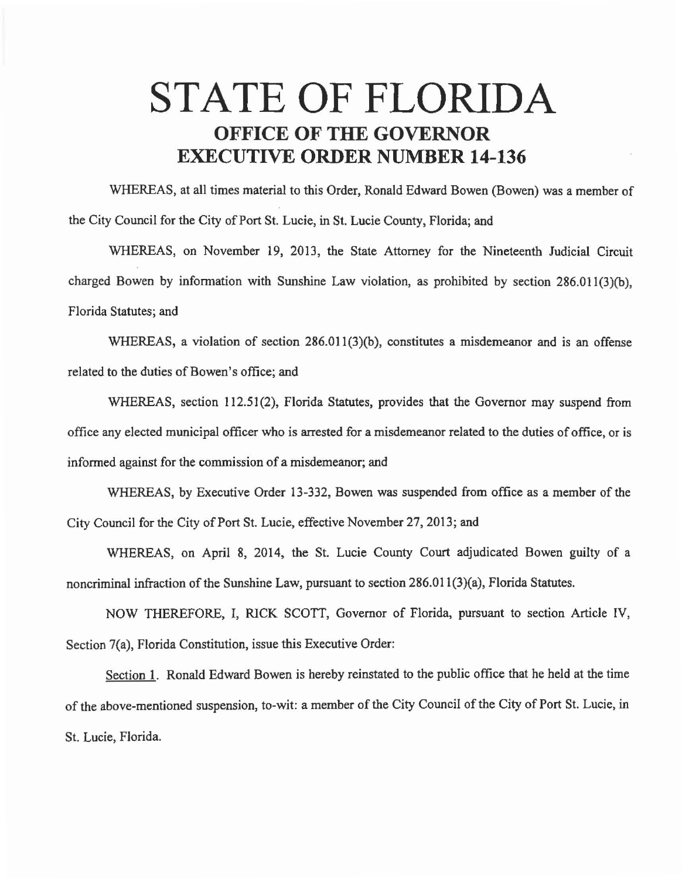# STATE OF FLORIDA

## OFFICE OF THE GOVERNOR

## EXECUTIVE ORDER NUMBER 14-136

WHEREAS, at all times material to this Order, Ronald Edward Bowen (Bowen) was a member of the City Council for the City of Port St. Lucie, in St. Lucie County, Florida; and

WHEREAS, on November 19, 2013, the State Attorney for the Nineteenth Judicial Circuit charged Bowen by information with Sunshine Law violation, as prohibited by section 286.011(3)(b), Florida Statutes; and

WHEREAS, a violation of section 286.011(3)(b), constitutes a misdemeanor and is an offense related to the duties of Bowen's office; and

WHEREAS, section 112.51(2), Florida Statutes, provides that the Governor may suspend from office any elected municipal officer who is arrested for a misdemeanor related to the duties of office, or is informed against for the commission of a misdemeanor; and

WHEREAS, by Executive Order 13-332, Bowen was suspended from office as a member of the City Council for the City of Port St. Lucie, effective November 27, 2013; and

WHEREAS, on April 8, 2014, the St. Lucie County Court adjudicated Bowen guilty of a noncriminal infraction of the Sunshine Law, pursuant to section 286.011(3)(a), Florida Statutes.

NOW THEREFORE, I, RICK SCOTT, Governor of Florida, pursuant to section Article IV, Section 7(a), Florida Constitution, issue this Executive Order:

Section 1. Ronald Edward Bowen is hereby reinstated to the public office that he held at the time of the above-mentioned suspension, to-wit: a member of the City Council of the City of Port St. Lucie, in St. Lucie, Florida.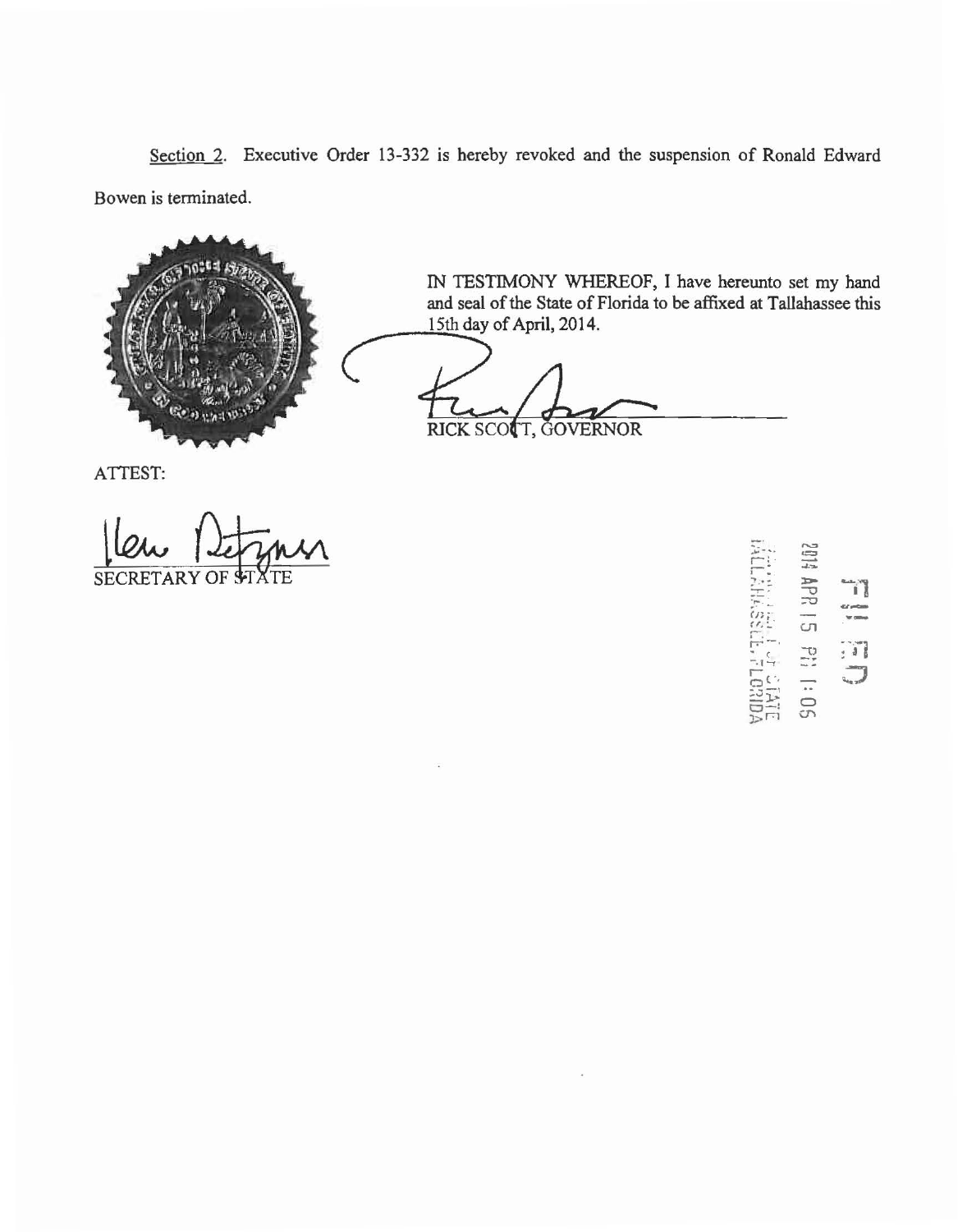Section 2. Executive Order 13-332 is hereby revoked and the suspension of Ronald Edward Bowen is terminated.

IN TESTIMONY WHEREOF, I have hereunto set my hand and seal of the State of Florida to be affixed at Tallahassee this 15th day of April, 2014.

RICK SCOTT, GOVERNOR

ATTEST:

SECRETARY OF STATE

FILED

2014 APR 15 PM 1:05

DEPARTMENT OF STATE
TALLAHASSEE, FLORIDA